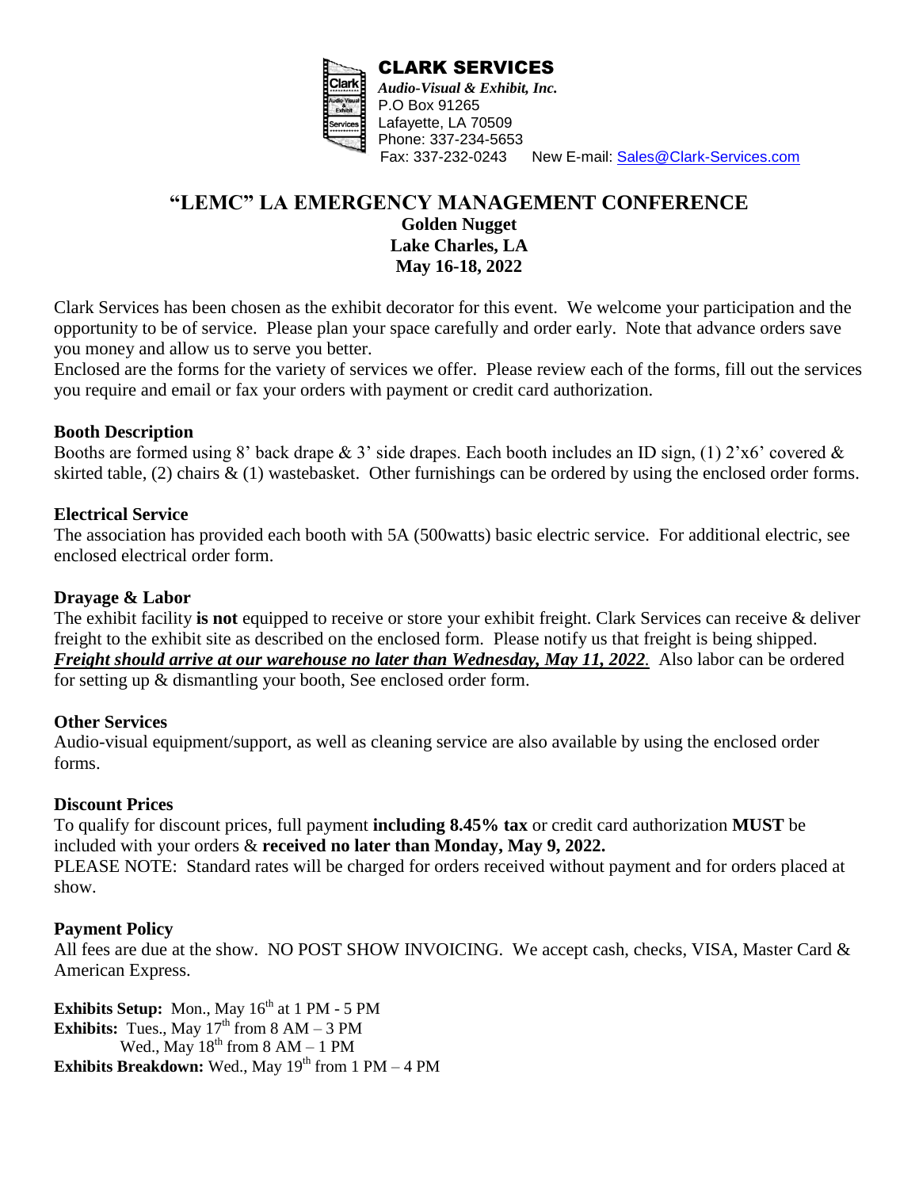**CLARK SERVICES**
***Audio-Visual & Exhibit, Inc.***
P.O Box 91265
Lafayette, LA 70509
Phone: 337-234-5653
Fax: 337-232-0243 New E-mail: Sales@Clark-Services.com

# "LEMC" LA EMERGENCY MANAGEMENT CONFERENCE

**Golden Nugget**
**Lake Charles, LA**
**May 16-18, 2022**

Clark Services has been chosen as the exhibit decorator for this event. We welcome your participation and the opportunity to be of service. Please plan your space carefully and order early. Note that advance orders save you money and allow us to serve you better.

Enclosed are the forms for the variety of services we offer. Please review each of the forms, fill out the services you require and email or fax your orders with payment or credit card authorization.

### Booth Description

Booths are formed using 8' back drape & 3' side drapes. Each booth includes an ID sign, (1) 2'x6' covered & skirted table, (2) chairs & (1) wastebasket. Other furnishings can be ordered by using the enclosed order forms.

### Electrical Service

The association has provided each booth with 5A (500watts) basic electric service. For additional electric, see enclosed electrical order form.

### Drayage & Labor

The exhibit facility **is not** equipped to receive or store your exhibit freight. Clark Services can receive & deliver freight to the exhibit site as described on the enclosed form. Please notify us that freight is being shipped. ***Freight should arrive at our warehouse no later than Wednesday, May 11, 2022.*** Also labor can be ordered for setting up & dismantling your booth, See enclosed order form.

### Other Services

Audio-visual equipment/support, as well as cleaning service are also available by using the enclosed order forms.

### Discount Prices

To qualify for discount prices, full payment **including 8.45% tax** or credit card authorization **MUST** be included with your orders & **received no later than Monday, May 9, 2022.**

PLEASE NOTE: Standard rates will be charged for orders received without payment and for orders placed at show.

### Payment Policy

All fees are due at the show. NO POST SHOW INVOICING. We accept cash, checks, VISA, Master Card & American Express.

**Exhibits Setup:** Mon., May 16th at 1 PM - 5 PM
**Exhibits:** Tues., May 17th from 8 AM – 3 PM
Wed., May 18th from 8 AM – 1 PM
**Exhibits Breakdown:** Wed., May 19th from 1 PM – 4 PM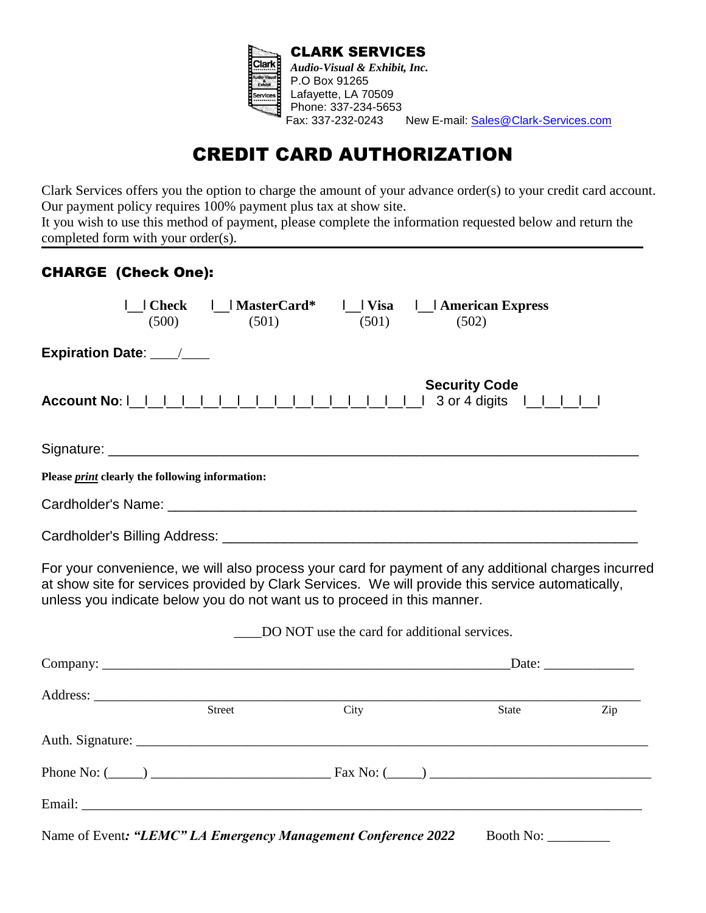**CLARK SERVICES**
*Audio-Visual & Exhibit, Inc.*
P.O Box 91265
Lafayette, LA 70509
Phone: 337-234-5653
Fax: 337-232-0243 New E-mail: Sales@Clark-Services.com

# CREDIT CARD AUTHORIZATION

Clark Services offers you the option to charge the amount of your advance order(s) to your credit card account. Our payment policy requires 100% payment plus tax at show site.
It you wish to use this method of payment, please complete the information requested below and return the completed form with your order(s).

## CHARGE (Check One):

|__| **Check** (500) |__| **MasterCard*** (501) |__| **Visa** (501) |__| **American Express** (502)

**Expiration Date**: ____/____

**Account No**: |__|__|__|__|__|__|__|__|__|__|__|__|__|__|__|__| **Security Code** 3 or 4 digits |__|__|__|__|

Signature: ______________________________________________________________

**Please *print* clearly the following information:**

Cardholder's Name: ______________________________________________________

Cardholder's Billing Address: _______________________________________________

For your convenience, we will also process your card for payment of any additional charges incurred at show site for services provided by Clark Services. We will provide this service automatically, unless you indicate below you do not want us to proceed in this manner.

____DO NOT use the card for additional services.

Company: ____________________________________________________ Date: ____________

Address: __________________________________________________________________
Street City State Zip

Auth. Signature: ____________________________________________________________

Phone No: (_____) ________________________ Fax No: (_____) ______________________

Email: ____________________________________________________________________

Name of Event*: "LEMC" LA Emergency Management Conference 2022* Booth No: _________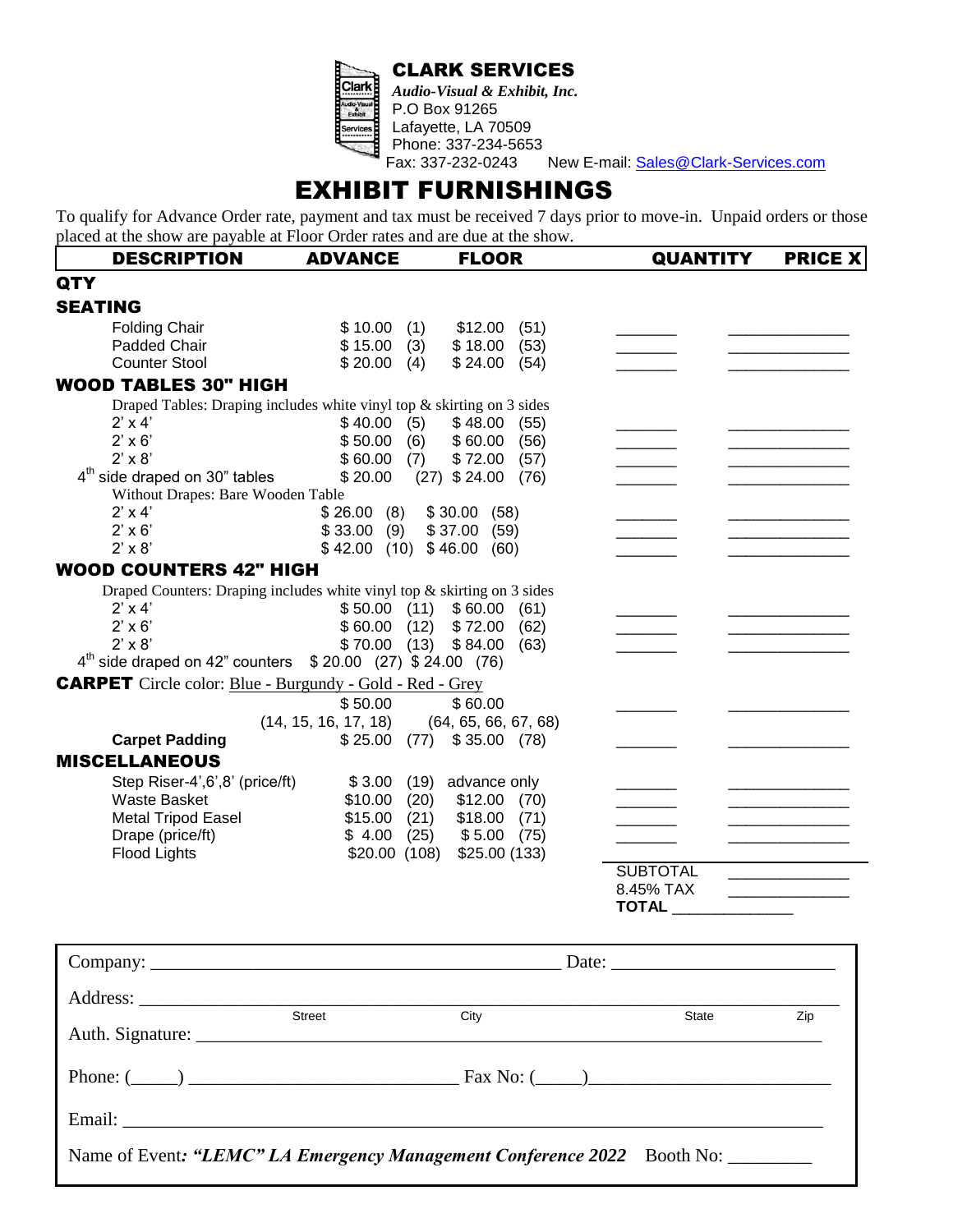**CLARK SERVICES**
*Audio-Visual & Exhibit, Inc.*
P.O Box 91265
Lafayette, LA 70509
Phone: 337-234-5653
Fax: 337-232-0243 New E-mail: Sales@Clark-Services.com

# EXHIBIT FURNISHINGS

To qualify for Advance Order rate, payment and tax must be received 7 days prior to move-in. Unpaid orders or those placed at the show are payable at Floor Order rates and are due at the show.

| DESCRIPTION | ADVANCE | FLOOR | QUANTITY | PRICE X QTY |
|---|---|---|---|---|
| **SEATING** | | | | |
| Folding Chair | $ 10.00 (1) | $12.00 (51) | _______ | _____________ |
| Padded Chair | $ 15.00 (3) | $ 18.00 (53) | _______ | _____________ |
| Counter Stool | $ 20.00 (4) | $ 24.00 (54) | _______ | _____________ |
| **WOOD TABLES 30" HIGH** | | | | |
| Draped Tables: Draping includes white vinyl top & skirting on 3 sides | | | | |
| 2' x 4' | $ 40.00 (5) | $ 48.00 (55) | _______ | _____________ |
| 2' x 6' | $ 50.00 (6) | $ 60.00 (56) | _______ | _____________ |
| 2' x 8' | $ 60.00 (7) | $ 72.00 (57) | _______ | _____________ |
| 4th side draped on 30" tables | $ 20.00 (27) | $ 24.00 (76) | _______ | _____________ |
| Without Drapes: Bare Wooden Table | | | | |
| 2' x 4' | $ 26.00 (8) | $ 30.00 (58) | _______ | _____________ |
| 2' x 6' | $ 33.00 (9) | $ 37.00 (59) | _______ | _____________ |
| 2' x 8' | $ 42.00 (10) | $ 46.00 (60) | _______ | _____________ |
| **WOOD COUNTERS 42" HIGH** | | | | |
| Draped Counters: Draping includes white vinyl top & skirting on 3 sides | | | | |
| 2' x 4' | $ 50.00 (11) | $ 60.00 (61) | _______ | _____________ |
| 2' x 6' | $ 60.00 (12) | $ 72.00 (62) | _______ | _____________ |
| 2' x 8' | $ 70.00 (13) | $ 84.00 (63) | _______ | _____________ |
| 4th side draped on 42" counters | $ 20.00 (27) | $ 24.00 (76) | | |
| **CARPET** Circle color: Blue - Burgundy - Gold - Red - Grey | | | | |
| | $ 50.00 (14, 15, 16, 17, 18) | $ 60.00 (64, 65, 66, 67, 68) | _______ | _____________ |
| **Carpet Padding** | $ 25.00 (77) | $ 35.00 (78) | _______ | _____________ |
| **MISCELLANEOUS** | | | | |
| Step Riser-4',6',8' (price/ft) | $ 3.00 (19) | advance only | _______ | _____________ |
| Waste Basket | $10.00 (20) | $12.00 (70) | _______ | _____________ |
| Metal Tripod Easel | $15.00 (21) | $18.00 (71) | _______ | _____________ |
| Drape (price/ft) | $ 4.00 (25) | $ 5.00 (75) | _______ | _____________ |
| Flood Lights | $20.00 (108) | $25.00 (133) | | |
| | | | SUBTOTAL | _____________ |
| | | | 8.45% TAX | _____________ |
| | | | **TOTAL** | _____________ |

Company: ______________________________________________ Date: ________________________

Address: ______________________________________________________________________
Street City State Zip

Auth. Signature: ________________________________________________________________

Phone: (_____) ____________________________ Fax No: (_____)________________________

Email: _________________________________________________________________________

Name of Event*: "LEMC" LA Emergency Management Conference 2022* Booth No: _________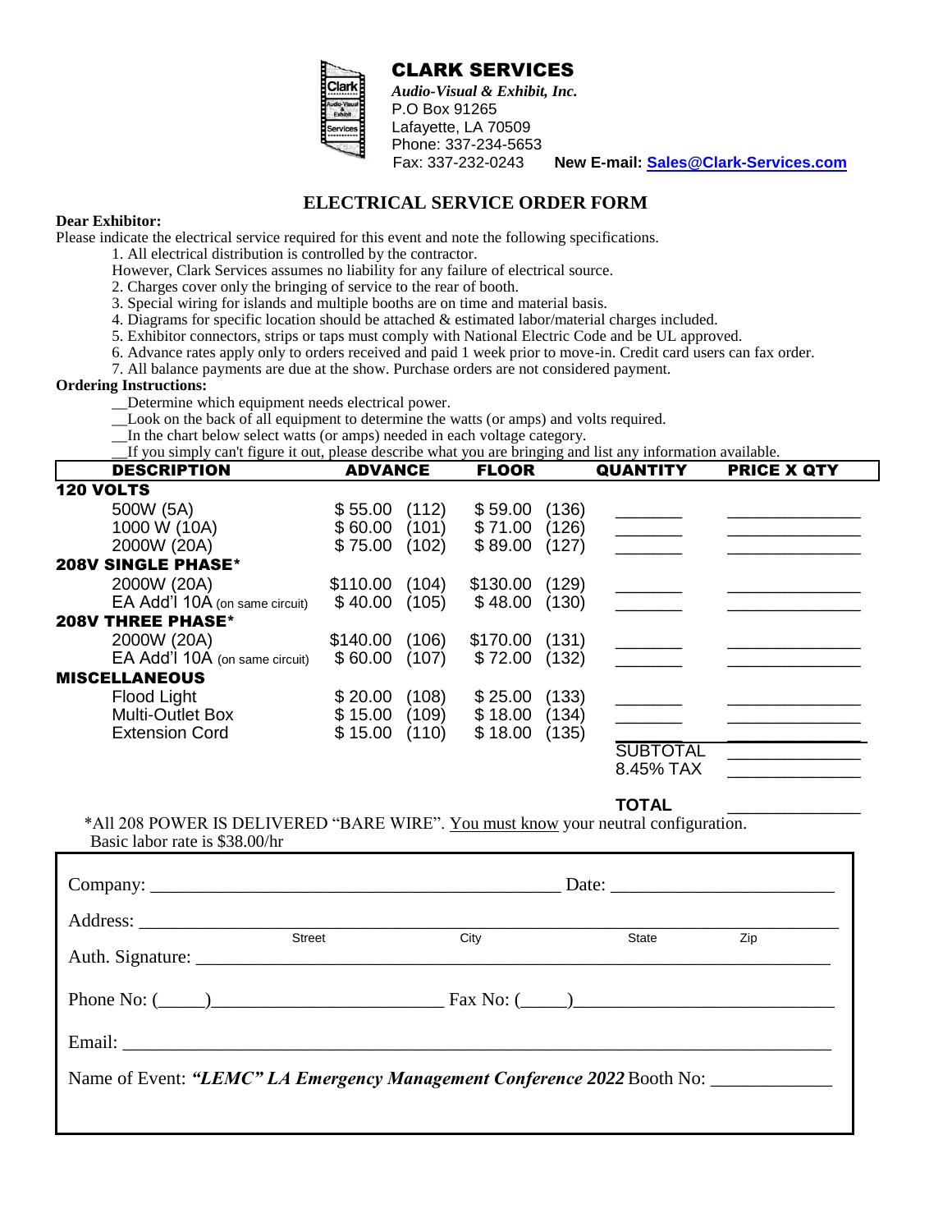# CLARK SERVICES

***Audio-Visual & Exhibit, Inc.***

P.O Box 91265
Lafayette, LA 70509
Phone: 337-234-5653
Fax: 337-232-0243 **New E-mail: Sales@Clark-Services.com**

## ELECTRICAL SERVICE ORDER FORM

**Dear Exhibitor:**

Please indicate the electrical service required for this event and note the following specifications.

1. All electrical distribution is controlled by the contractor.
   However, Clark Services assumes no liability for any failure of electrical source.
2. Charges cover only the bringing of service to the rear of booth.
3. Special wiring for islands and multiple booths are on time and material basis.
4. Diagrams for specific location should be attached & estimated labor/material charges included.
5. Exhibitor connectors, strips or taps must comply with National Electric Code and be UL approved.
6. Advance rates apply only to orders received and paid 1 week prior to move-in. Credit card users can fax order.
7. All balance payments are due at the show. Purchase orders are not considered payment.

**Ordering Instructions:**

__Determine which equipment needs electrical power.
__Look on the back of all equipment to determine the watts (or amps) and volts required.
__In the chart below select watts (or amps) needed in each voltage category.
__If you simply can't figure it out, please describe what you are bringing and list any information available.

| DESCRIPTION | ADVANCE | | FLOOR | | QUANTITY | PRICE X QTY |
|---|---|---|---|---|---|---|
| **120 VOLTS** | | | | | | |
| 500W (5A) | $ 55.00 | (112) | $ 59.00 | (136) | _______ | ______________ |
| 1000 W (10A) | $ 60.00 | (101) | $ 71.00 | (126) | _______ | ______________ |
| 2000W (20A) | $ 75.00 | (102) | $ 89.00 | (127) | _______ | ______________ |
| **208V SINGLE PHASE*** | | | | | | |
| 2000W (20A) | $110.00 | (104) | $130.00 | (129) | _______ | ______________ |
| EA Add'l 10A (on same circuit) | $ 40.00 | (105) | $ 48.00 | (130) | _______ | ______________ |
| **208V THREE PHASE*** | | | | | | |
| 2000W (20A) | $140.00 | (106) | $170.00 | (131) | _______ | ______________ |
| EA Add'l 10A (on same circuit) | $ 60.00 | (107) | $ 72.00 | (132) | _______ | ______________ |
| **MISCELLANEOUS** | | | | | | |
| Flood Light | $ 20.00 | (108) | $ 25.00 | (133) | _______ | ______________ |
| Multi-Outlet Box | $ 15.00 | (109) | $ 18.00 | (134) | _______ | ______________ |
| Extension Cord | $ 15.00 | (110) | $ 18.00 | (135) | _______ | ______________ |
| | | | | | SUBTOTAL | ______________ |
| | | | | | 8.45% TAX | ______________ |
| | | | | | **TOTAL** | ______________ |

*All 208 POWER IS DELIVERED "BARE WIRE". <u>You must know</u> your neutral configuration.
Basic labor rate is $38.00/hr

Company: ____________________________________________ Date: ______________________

Address: ______________________________________________________________________
Street City State Zip

Auth. Signature: _________________________________________________________________

Phone No: (_____)________________________ Fax No: (_____)__________________________

Email: ________________________________________________________________________

Name of Event: ***"LEMC" LA Emergency Management Conference 2022*** Booth No: ____________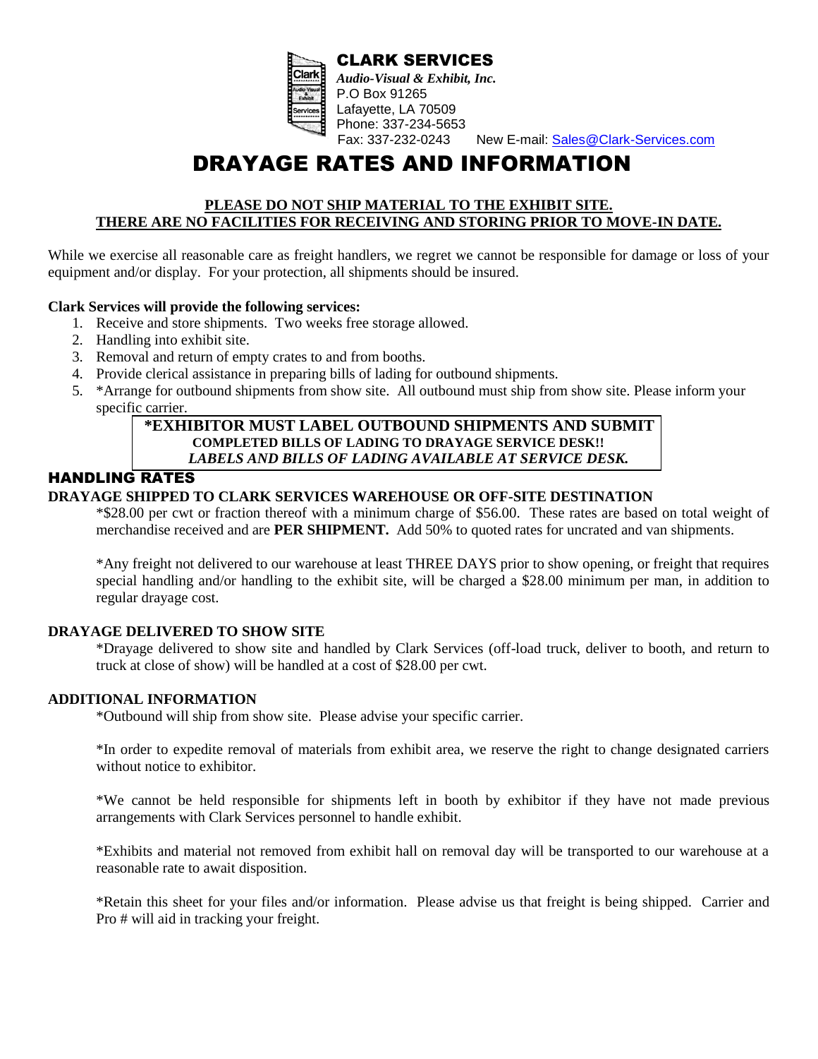## CLARK SERVICES

*Audio-Visual & Exhibit, Inc.*
P.O Box 91265
Lafayette, LA 70509
Phone: 337-234-5653
Fax: 337-232-0243 New E-mail: Sales@Clark-Services.com

# DRAYAGE RATES AND INFORMATION

**PLEASE DO NOT SHIP MATERIAL TO THE EXHIBIT SITE.**
**THERE ARE NO FACILITIES FOR RECEIVING AND STORING PRIOR TO MOVE-IN DATE.**

While we exercise all reasonable care as freight handlers, we regret we cannot be responsible for damage or loss of your equipment and/or display. For your protection, all shipments should be insured.

**Clark Services will provide the following services:**

1. Receive and store shipments. Two weeks free storage allowed.
2. Handling into exhibit site.
3. Removal and return of empty crates to and from booths.
4. Provide clerical assistance in preparing bills of lading for outbound shipments.
5. *Arrange for outbound shipments from show site. All outbound must ship from show site. Please inform your specific carrier.

**\*EXHIBITOR MUST LABEL OUTBOUND SHIPMENTS AND SUBMIT COMPLETED BILLS OF LADING TO DRAYAGE SERVICE DESK!!**
***LABELS AND BILLS OF LADING AVAILABLE AT SERVICE DESK.***

## HANDLING RATES

**DRAYAGE SHIPPED TO CLARK SERVICES WAREHOUSE OR OFF-SITE DESTINATION**

*$28.00 per cwt or fraction thereof with a minimum charge of $56.00. These rates are based on total weight of merchandise received and are **PER SHIPMENT.** Add 50% to quoted rates for uncrated and van shipments.

*Any freight not delivered to our warehouse at least THREE DAYS prior to show opening, or freight that requires special handling and/or handling to the exhibit site, will be charged a $28.00 minimum per man, in addition to regular drayage cost.

**DRAYAGE DELIVERED TO SHOW SITE**

*Drayage delivered to show site and handled by Clark Services (off-load truck, deliver to booth, and return to truck at close of show) will be handled at a cost of $28.00 per cwt.

**ADDITIONAL INFORMATION**

*Outbound will ship from show site. Please advise your specific carrier.

*In order to expedite removal of materials from exhibit area, we reserve the right to change designated carriers without notice to exhibitor.

*We cannot be held responsible for shipments left in booth by exhibitor if they have not made previous arrangements with Clark Services personnel to handle exhibit.

*Exhibits and material not removed from exhibit hall on removal day will be transported to our warehouse at a reasonable rate to await disposition.

*Retain this sheet for your files and/or information. Please advise us that freight is being shipped. Carrier and Pro # will aid in tracking your freight.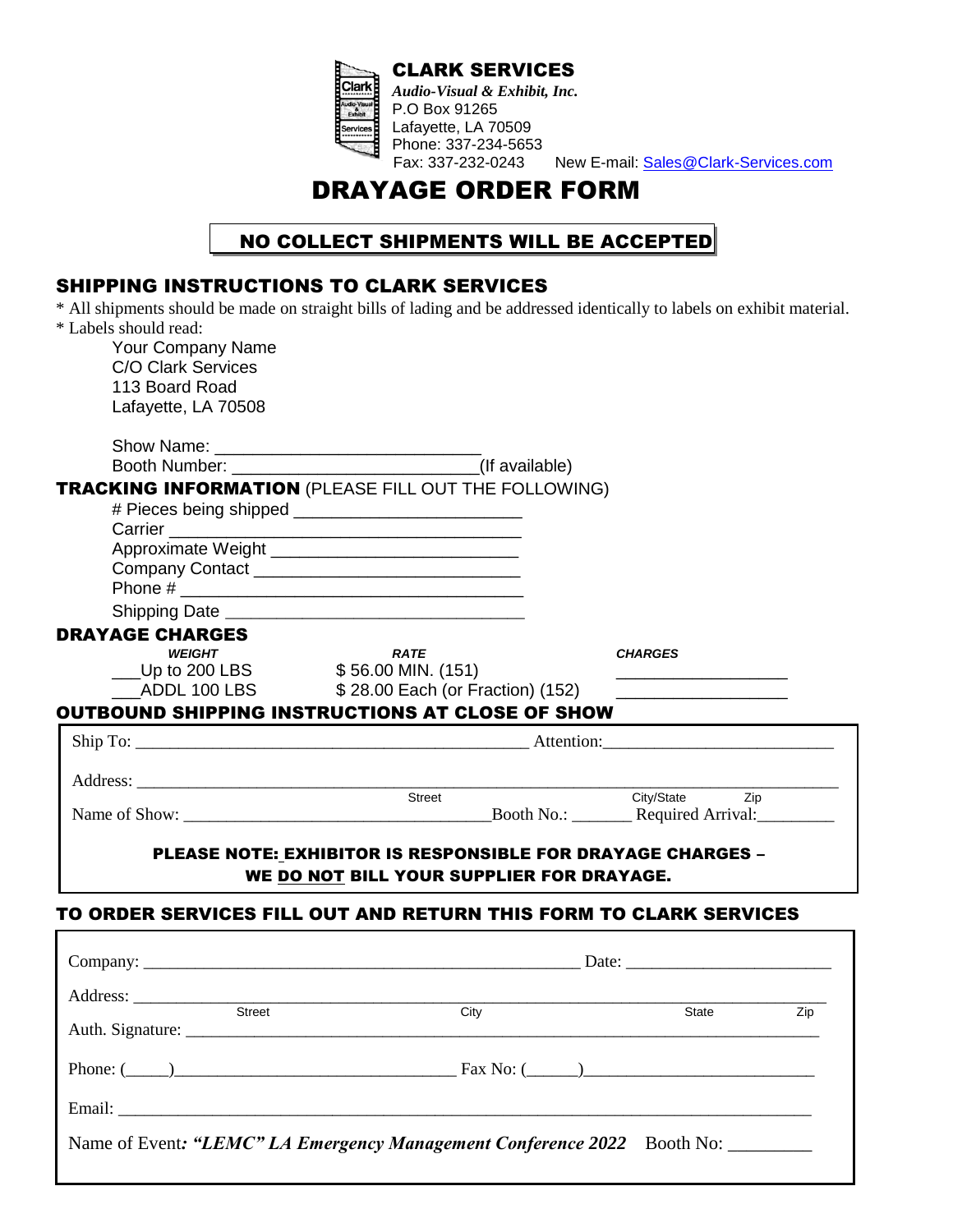**CLARK SERVICES**
*Audio-Visual & Exhibit, Inc.*
P.O Box 91265
Lafayette, LA 70509
Phone: 337-234-5653
Fax: 337-232-0243 New E-mail: Sales@Clark-Services.com

# DRAYAGE ORDER FORM

**NO COLLECT SHIPMENTS WILL BE ACCEPTED**

## SHIPPING INSTRUCTIONS TO CLARK SERVICES

* All shipments should be made on straight bills of lading and be addressed identically to labels on exhibit material.
* Labels should read:

Your Company Name
C/O Clark Services
113 Board Road
Lafayette, LA 70508

Show Name: ____________________________
Booth Number: ___________________________(If available)

## TRACKING INFORMATION (PLEASE FILL OUT THE FOLLOWING)

# Pieces being shipped ________________________
Carrier ____________________________________
Approximate Weight __________________________
Company Contact ____________________________
Phone # ___________________________________
Shipping Date _______________________________

## DRAYAGE CHARGES

| *WEIGHT* | *RATE* | *CHARGES* |
|---|---|---|
| ___Up to 200 LBS | $ 56.00 MIN. (151) | __________________ |
| ___ADDL 100 LBS | $ 28.00 Each (or Fraction) (152) | __________________ |

## OUTBOUND SHIPPING INSTRUCTIONS AT CLOSE OF SHOW

Ship To: _______________________________________________ Attention:___________________________

Address: ________________________________________________________________________________
Street City/State Zip

Name of Show: ___________________________________Booth No.: _______ Required Arrival:_________

**PLEASE NOTE: EXHIBITOR IS RESPONSIBLE FOR DRAYAGE CHARGES – WE DO NOT BILL YOUR SUPPLIER FOR DRAYAGE.**

## TO ORDER SERVICES FILL OUT AND RETURN THIS FORM TO CLARK SERVICES

Company: _____________________________________________________ Date: ________________________

Address: _________________________________________________________________________________
Street City State Zip

Auth. Signature: __________________________________________________________________________

Phone: (_____)_________________________________ Fax No: (______)___________________________

Email: ____________________________________________________________________________________

Name of Event: ***"LEMC" LA Emergency Management Conference 2022*** Booth No: _________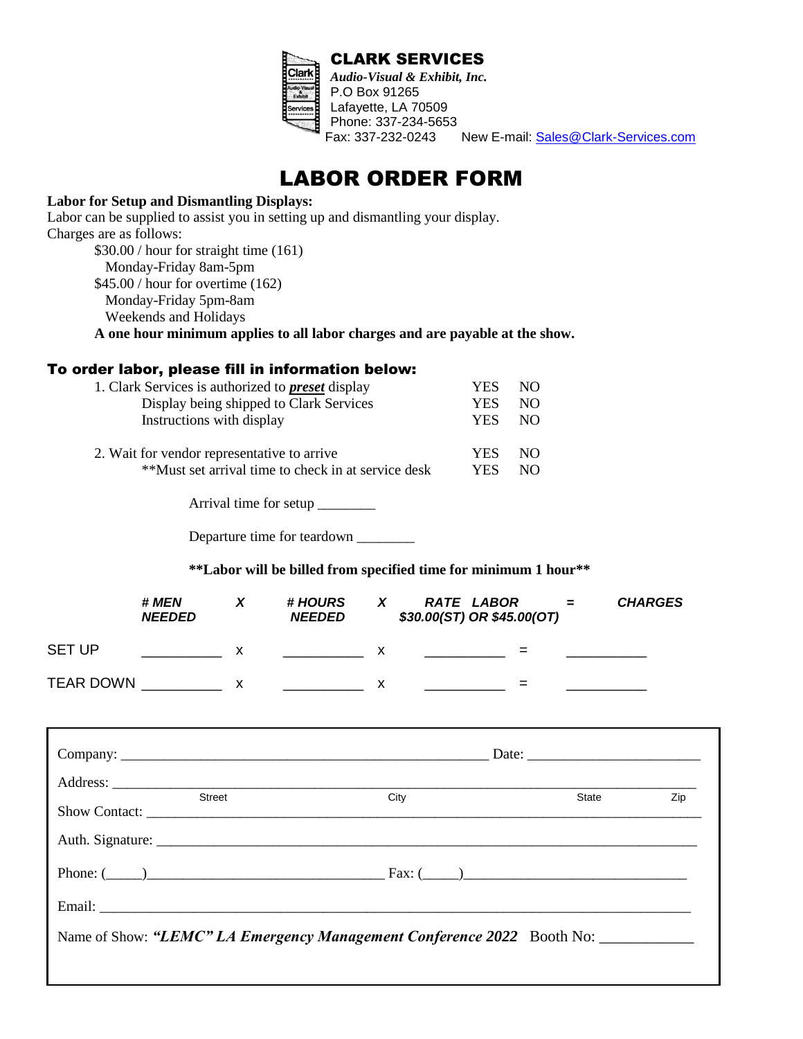**CLARK SERVICES**
***Audio-Visual & Exhibit, Inc.***
P.O Box 91265
Lafayette, LA 70509
Phone: 337-234-5653
Fax: 337-232-0243 New E-mail: Sales@Clark-Services.com

# LABOR ORDER FORM

**Labor for Setup and Dismantling Displays:**
Labor can be supplied to assist you in setting up and dismantling your display.
Charges are as follows:

$30.00 / hour for straight time (161)
Monday-Friday 8am-5pm
$45.00 / hour for overtime (162)
Monday-Friday 5pm-8am
Weekends and Holidays

**A one hour minimum applies to all labor charges and are payable at the show.**

## To order labor, please fill in information below:

1. Clark Services is authorized to ***preset*** display YES NO
   Display being shipped to Clark Services YES NO
   Instructions with display YES NO

2. Wait for vendor representative to arrive YES NO
   **Must set arrival time to check in at service desk YES NO

Arrival time for setup ________

Departure time for teardown ________

****Labor will be billed from specified time for minimum 1 hour****

| | *# MEN NEEDED* | *X* | *# HOURS NEEDED* | *X* | *RATE LABOR $30.00(ST) OR $45.00(OT)* | *=* | *CHARGES* |
|---|---|---|---|---|---|---|---|
| SET UP | __________ | x | __________ | x | __________ | = | __________ |
| TEAR DOWN | __________ | x | __________ | x | __________ | = | __________ |

Company: ____________________________________________________ Date: ________________________

Address: ________________________________________________________________________________
Street City State Zip

Show Contact: ____________________________________________________________________________

Auth. Signature: __________________________________________________________________________

Phone: (_____)_________________________________ Fax: (_____)_______________________________

Email: ___________________________________________________________________________________

Name of Show: ***"LEMC" LA Emergency Management Conference 2022*** Booth No: ____________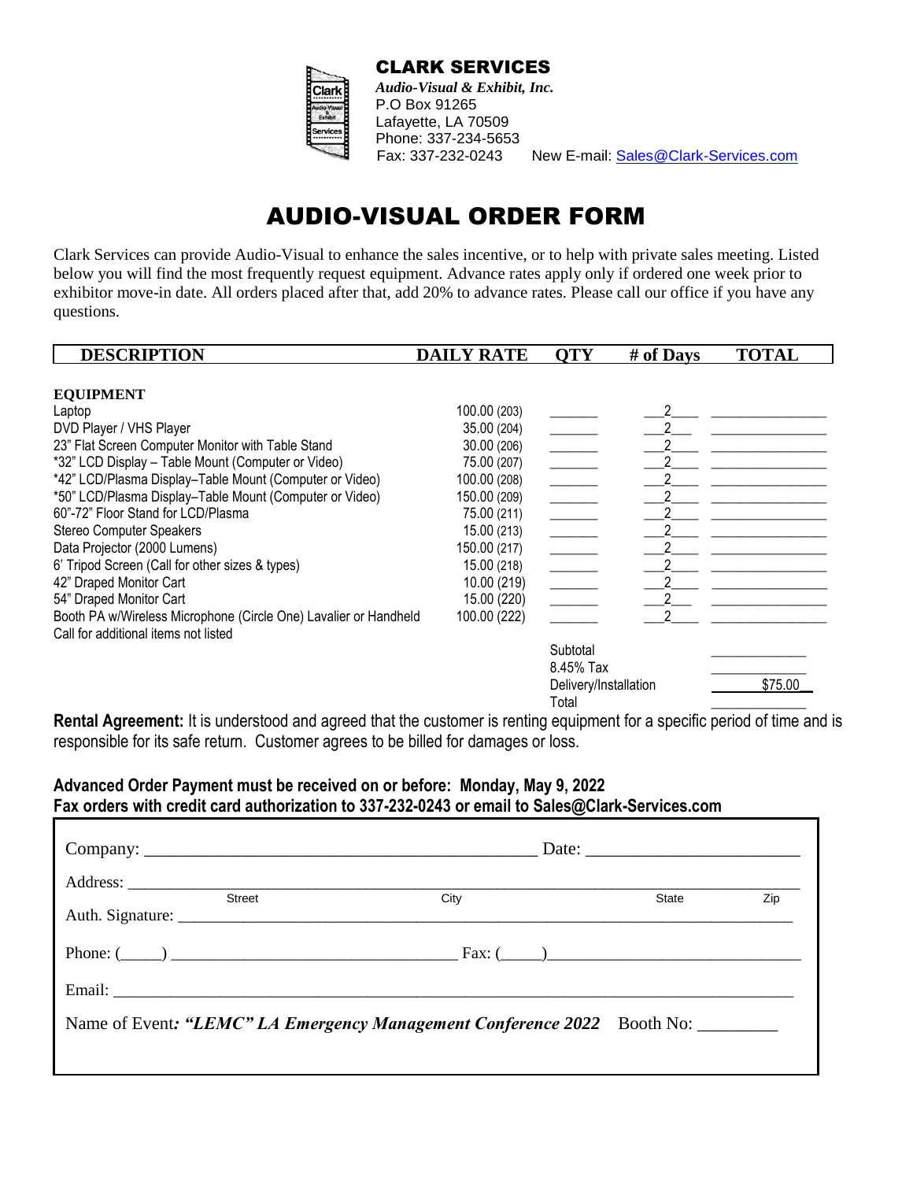**CLARK SERVICES**
*Audio-Visual & Exhibit, Inc.*
P.O Box 91265
Lafayette, LA 70509
Phone: 337-234-5653
Fax: 337-232-0243 New E-mail: Sales@Clark-Services.com

# AUDIO-VISUAL ORDER FORM

Clark Services can provide Audio-Visual to enhance the sales incentive, or to help with private sales meeting. Listed below you will find the most frequently request equipment. Advance rates apply only if ordered one week prior to exhibitor move-in date. All orders placed after that, add 20% to advance rates. Please call our office if you have any questions.

| DESCRIPTION | DAILY RATE | QTY | # of Days | TOTAL |
|---|---|---|---|---|
| **EQUIPMENT** | | | | |
| Laptop | 100.00 (203) | _______ | 2 | ________________ |
| DVD Player / VHS Player | 35.00 (204) | _______ | 2 | ________________ |
| 23" Flat Screen Computer Monitor with Table Stand | 30.00 (206) | _______ | 2 | ________________ |
| *32" LCD Display – Table Mount (Computer or Video) | 75.00 (207) | _______ | 2 | ________________ |
| *42" LCD/Plasma Display–Table Mount (Computer or Video) | 100.00 (208) | _______ | 2 | ________________ |
| *50" LCD/Plasma Display–Table Mount (Computer or Video) | 150.00 (209) | _______ | 2 | ________________ |
| 60"-72" Floor Stand for LCD/Plasma | 75.00 (211) | _______ | 2 | ________________ |
| Stereo Computer Speakers | 15.00 (213) | _______ | 2 | ________________ |
| Data Projector (2000 Lumens) | 150.00 (217) | _______ | 2 | ________________ |
| 6' Tripod Screen (Call for other sizes & types) | 15.00 (218) | _______ | 2 | ________________ |
| 42" Draped Monitor Cart | 10.00 (219) | _______ | 2 | ________________ |
| 54" Draped Monitor Cart | 15.00 (220) | _______ | 2 | ________________ |
| Booth PA w/Wireless Microphone (Circle One) Lavalier or Handheld | 100.00 (222) | _______ | 2 | ________________ |
| Call for additional items not listed | | | | |
| | | Subtotal | | _____________ |
| | | 8.45% Tax | | _____________ |
| | | Delivery/Installation | | $75.00 |
| | | Total | | _____________ |

**Rental Agreement:** It is understood and agreed that the customer is renting equipment for a specific period of time and is responsible for its safe return. Customer agrees to be billed for damages or loss.

**Advanced Order Payment must be received on or before: Monday, May 9, 2022**
**Fax orders with credit card authorization to 337-232-0243 or email to Sales@Clark-Services.com**

Company: ____________________________________________ Date: ________________________

Address: ______________________________________________________________________________
Street City State Zip

Auth. Signature: _______________________________________________________________________

Phone: (_____) ___________________________________ Fax: (_____)______________________________

Email: _______________________________________________________________________________

Name of Event*: "LEMC" LA Emergency Management Conference 2022* Booth No: _________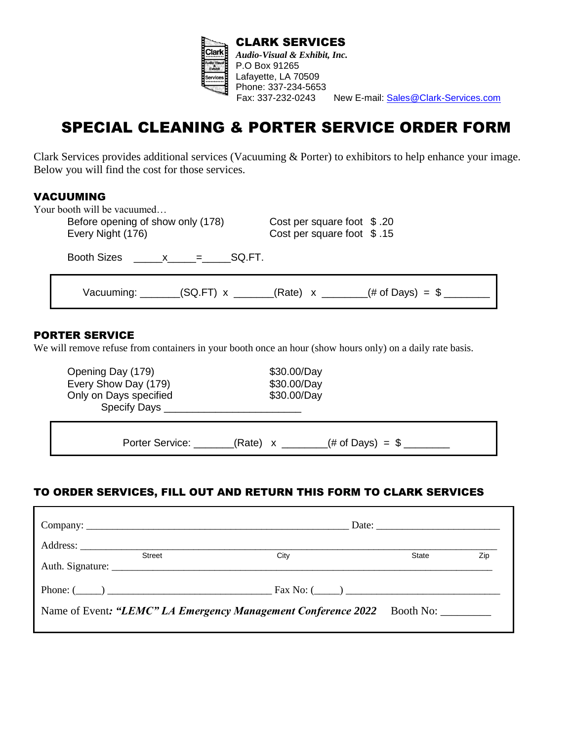**CLARK SERVICES**
*Audio-Visual & Exhibit, Inc.*
P.O Box 91265
Lafayette, LA 70509
Phone: 337-234-5653
Fax: 337-232-0243 New E-mail: Sales@Clark-Services.com

# SPECIAL CLEANING & PORTER SERVICE ORDER FORM

Clark Services provides additional services (Vacuuming & Porter) to exhibitors to help enhance your image. Below you will find the cost for those services.

## VACUUMING

Your booth will be vacuumed…

| | |
|---|---|
| Before opening of show only (178) | Cost per square foot $ .20 |
| Every Night (176) | Cost per square foot $ .15 |

Booth Sizes _____x_____=_____SQ.FT.

Vacuuming: _______(SQ.FT) x _______(Rate) x ________(# of Days) = $ ________

## PORTER SERVICE

We will remove refuse from containers in your booth once an hour (show hours only) on a daily rate basis.

| | |
|---|---|
| Opening Day (179) | $30.00/Day |
| Every Show Day (179) | $30.00/Day |
| Only on Days specified | $30.00/Day |

Specify Days ________________________

Porter Service: _______(Rate) x ________(# of Days) = $ ________

## TO ORDER SERVICES, FILL OUT AND RETURN THIS FORM TO CLARK SERVICES

Company: ____________________________________________________ Date: ________________________

Address: ________________________________________________________________________________
Street City State Zip

Auth. Signature: ___________________________________________________________________________

Phone: (_____) _______________________________ Fax No: (_____) _____________________________

Name of Event*: "LEMC" LA Emergency Management Conference 2022* Booth No: _________